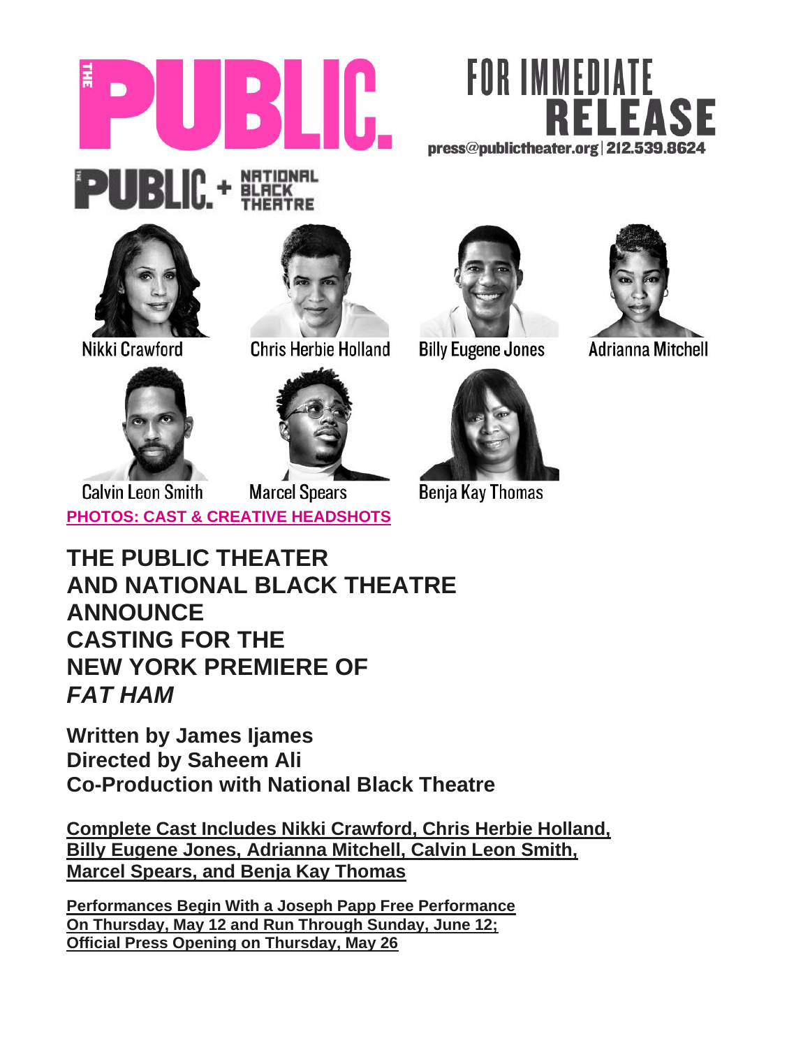THE PUBLIC

FOR IMMEDIATE RELEASE
press@publictheater.org | 212.539.8624

PUBLIC + NATIONAL BLACK THEATRE

Nikki Crawford | Chris Herbie Holland | Billy Eugene Jones | Adrianna Mitchell

Calvin Leon Smith | Marcel Spears | Benja Kay Thomas

**PHOTOS: CAST & CREATIVE HEADSHOTS**

# THE PUBLIC THEATER AND NATIONAL BLACK THEATRE ANNOUNCE CASTING FOR THE NEW YORK PREMIERE OF *FAT HAM*

## Written by James Ijames
## Directed by Saheem Ali
## Co-Production with National Black Theatre

**Complete Cast Includes Nikki Crawford, Chris Herbie Holland, Billy Eugene Jones, Adrianna Mitchell, Calvin Leon Smith, Marcel Spears, and Benja Kay Thomas**

**Performances Begin With a Joseph Papp Free Performance On Thursday, May 12 and Run Through Sunday, June 12; Official Press Opening on Thursday, May 26**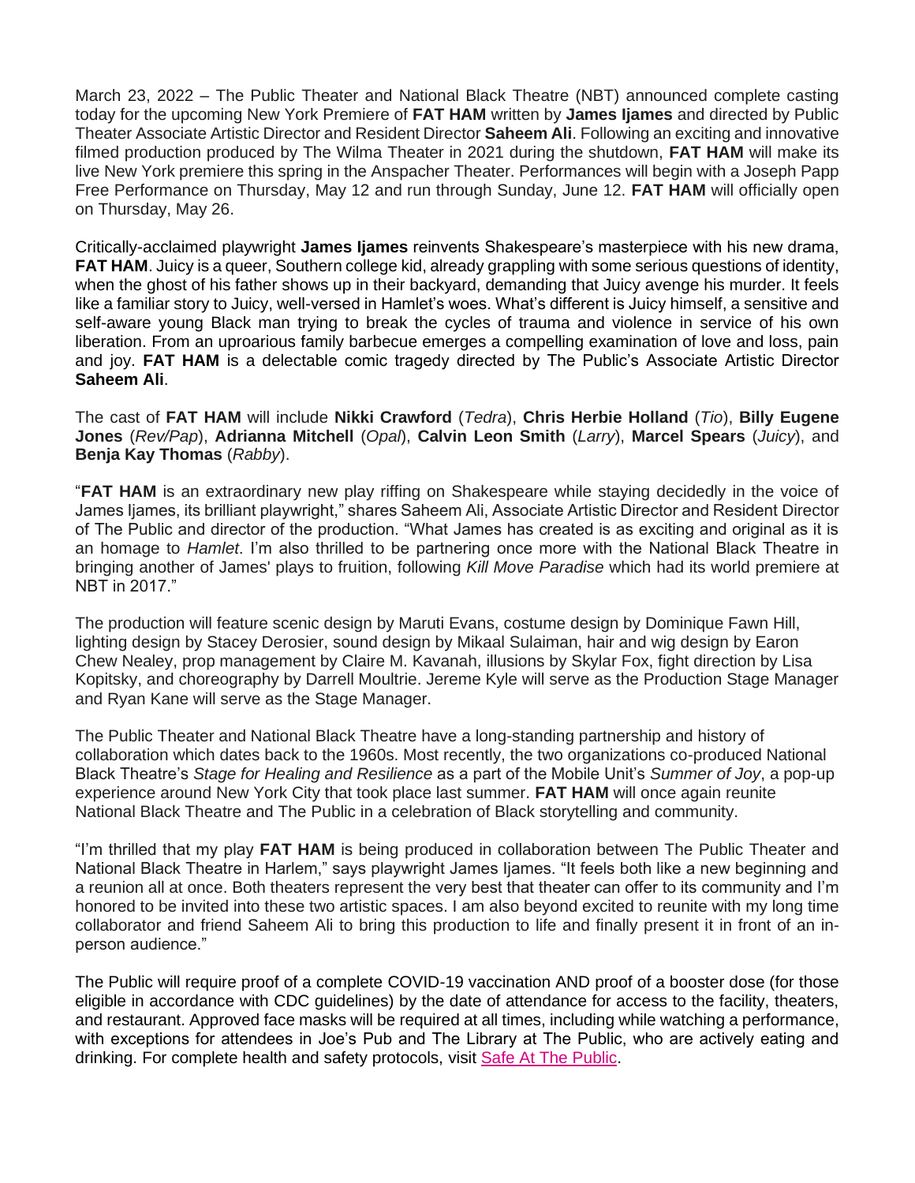March 23, 2022 – The Public Theater and National Black Theatre (NBT) announced complete casting today for the upcoming New York Premiere of **FAT HAM** written by **James Ijames** and directed by Public Theater Associate Artistic Director and Resident Director **Saheem Ali**. Following an exciting and innovative filmed production produced by The Wilma Theater in 2021 during the shutdown, **FAT HAM** will make its live New York premiere this spring in the Anspacher Theater. Performances will begin with a Joseph Papp Free Performance on Thursday, May 12 and run through Sunday, June 12. **FAT HAM** will officially open on Thursday, May 26.

Critically-acclaimed playwright **James Ijames** reinvents Shakespeare's masterpiece with his new drama, **FAT HAM**. Juicy is a queer, Southern college kid, already grappling with some serious questions of identity, when the ghost of his father shows up in their backyard, demanding that Juicy avenge his murder. It feels like a familiar story to Juicy, well-versed in Hamlet's woes. What's different is Juicy himself, a sensitive and self-aware young Black man trying to break the cycles of trauma and violence in service of his own liberation. From an uproarious family barbecue emerges a compelling examination of love and loss, pain and joy. **FAT HAM** is a delectable comic tragedy directed by The Public's Associate Artistic Director **Saheem Ali**.

The cast of **FAT HAM** will include **Nikki Crawford** (*Tedra*), **Chris Herbie Holland** (*Tio*), **Billy Eugene Jones** (*Rev/Pap*), **Adrianna Mitchell** (*Opal*), **Calvin Leon Smith** (*Larry*), **Marcel Spears** (*Juicy*), and **Benja Kay Thomas** (*Rabby*).

"**FAT HAM** is an extraordinary new play riffing on Shakespeare while staying decidedly in the voice of James Ijames, its brilliant playwright," shares Saheem Ali, Associate Artistic Director and Resident Director of The Public and director of the production. "What James has created is as exciting and original as it is an homage to *Hamlet*. I'm also thrilled to be partnering once more with the National Black Theatre in bringing another of James' plays to fruition, following *Kill Move Paradise* which had its world premiere at NBT in 2017."

The production will feature scenic design by Maruti Evans, costume design by Dominique Fawn Hill, lighting design by Stacey Derosier, sound design by Mikaal Sulaiman, hair and wig design by Earon Chew Nealey, prop management by Claire M. Kavanah, illusions by Skylar Fox, fight direction by Lisa Kopitsky, and choreography by Darrell Moultrie. Jereme Kyle will serve as the Production Stage Manager and Ryan Kane will serve as the Stage Manager.

The Public Theater and National Black Theatre have a long-standing partnership and history of collaboration which dates back to the 1960s. Most recently, the two organizations co-produced National Black Theatre's *Stage for Healing and Resilience* as a part of the Mobile Unit's *Summer of Joy*, a pop-up experience around New York City that took place last summer. **FAT HAM** will once again reunite National Black Theatre and The Public in a celebration of Black storytelling and community.

"I'm thrilled that my play **FAT HAM** is being produced in collaboration between The Public Theater and National Black Theatre in Harlem," says playwright James Ijames. "It feels both like a new beginning and a reunion all at once. Both theaters represent the very best that theater can offer to its community and I'm honored to be invited into these two artistic spaces. I am also beyond excited to reunite with my long time collaborator and friend Saheem Ali to bring this production to life and finally present it in front of an in-person audience."

The Public will require proof of a complete COVID-19 vaccination AND proof of a booster dose (for those eligible in accordance with CDC guidelines) by the date of attendance for access to the facility, theaters, and restaurant. Approved face masks will be required at all times, including while watching a performance, with exceptions for attendees in Joe's Pub and The Library at The Public, who are actively eating and drinking. For complete health and safety protocols, visit Safe At The Public.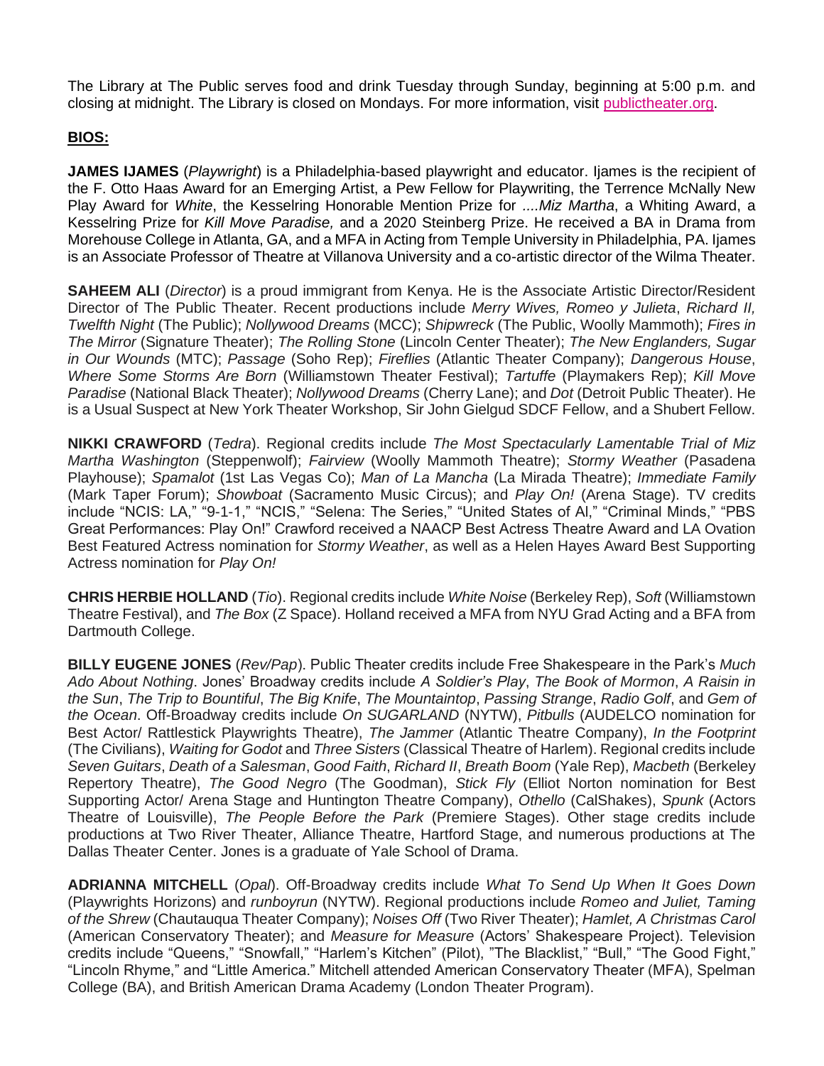The Library at The Public serves food and drink Tuesday through Sunday, beginning at 5:00 p.m. and closing at midnight. The Library is closed on Mondays. For more information, visit publictheater.org.

**BIOS:**

**JAMES IJAMES** (*Playwright*) is a Philadelphia-based playwright and educator. Ijames is the recipient of the F. Otto Haas Award for an Emerging Artist, a Pew Fellow for Playwriting, the Terrence McNally New Play Award for *White*, the Kesselring Honorable Mention Prize for *....Miz Martha*, a Whiting Award, a Kesselring Prize for *Kill Move Paradise,* and a 2020 Steinberg Prize. He received a BA in Drama from Morehouse College in Atlanta, GA, and a MFA in Acting from Temple University in Philadelphia, PA. Ijames is an Associate Professor of Theatre at Villanova University and a co-artistic director of the Wilma Theater.

**SAHEEM ALI** (*Director*) is a proud immigrant from Kenya. He is the Associate Artistic Director/Resident Director of The Public Theater. Recent productions include *Merry Wives, Romeo y Julieta*, *Richard II, Twelfth Night* (The Public); *Nollywood Dreams* (MCC); *Shipwreck* (The Public, Woolly Mammoth); *Fires in The Mirror* (Signature Theater); *The Rolling Stone* (Lincoln Center Theater); *The New Englanders, Sugar in Our Wounds* (MTC); *Passage* (Soho Rep); *Fireflies* (Atlantic Theater Company); *Dangerous House*, *Where Some Storms Are Born* (Williamstown Theater Festival); *Tartuffe* (Playmakers Rep); *Kill Move Paradise* (National Black Theater); *Nollywood Dreams* (Cherry Lane); and *Dot* (Detroit Public Theater). He is a Usual Suspect at New York Theater Workshop, Sir John Gielgud SDCF Fellow, and a Shubert Fellow.

**NIKKI CRAWFORD** (*Tedra*). Regional credits include *The Most Spectacularly Lamentable Trial of Miz Martha Washington* (Steppenwolf); *Fairview* (Woolly Mammoth Theatre); *Stormy Weather* (Pasadena Playhouse); *Spamalot* (1st Las Vegas Co); *Man of La Mancha* (La Mirada Theatre); *Immediate Family* (Mark Taper Forum); *Showboat* (Sacramento Music Circus); and *Play On!* (Arena Stage). TV credits include "NCIS: LA," "9-1-1," "NCIS," "Selena: The Series," "United States of Al," "Criminal Minds," "PBS Great Performances: Play On!" Crawford received a NAACP Best Actress Theatre Award and LA Ovation Best Featured Actress nomination for *Stormy Weather*, as well as a Helen Hayes Award Best Supporting Actress nomination for *Play On!*

**CHRIS HERBIE HOLLAND** (*Tio*). Regional credits include *White Noise* (Berkeley Rep), *Soft* (Williamstown Theatre Festival), and *The Box* (Z Space). Holland received a MFA from NYU Grad Acting and a BFA from Dartmouth College.

**BILLY EUGENE JONES** (*Rev/Pap*). Public Theater credits include Free Shakespeare in the Park's *Much Ado About Nothing*. Jones' Broadway credits include *A Soldier's Play*, *The Book of Mormon*, *A Raisin in the Sun*, *The Trip to Bountiful*, *The Big Knife*, *The Mountaintop*, *Passing Strange*, *Radio Golf*, and *Gem of the Ocean*. Off-Broadway credits include *On SUGARLAND* (NYTW), *Pitbulls* (AUDELCO nomination for Best Actor/ Rattlestick Playwrights Theatre), *The Jammer* (Atlantic Theatre Company), *In the Footprint* (The Civilians), *Waiting for Godot* and *Three Sisters* (Classical Theatre of Harlem). Regional credits include *Seven Guitars*, *Death of a Salesman*, *Good Faith*, *Richard II*, *Breath Boom* (Yale Rep), *Macbeth* (Berkeley Repertory Theatre), *The Good Negro* (The Goodman), *Stick Fly* (Elliot Norton nomination for Best Supporting Actor/ Arena Stage and Huntington Theatre Company), *Othello* (CalShakes), *Spunk* (Actors Theatre of Louisville), *The People Before the Park* (Premiere Stages). Other stage credits include productions at Two River Theater, Alliance Theatre, Hartford Stage, and numerous productions at The Dallas Theater Center. Jones is a graduate of Yale School of Drama.

**ADRIANNA MITCHELL** (*Opal*). Off-Broadway credits include *What To Send Up When It Goes Down* (Playwrights Horizons) and *runboyrun* (NYTW). Regional productions include *Romeo and Juliet, Taming of the Shrew* (Chautauqua Theater Company); *Noises Off* (Two River Theater); *Hamlet, A Christmas Carol* (American Conservatory Theater); and *Measure for Measure* (Actors' Shakespeare Project). Television credits include "Queens," "Snowfall," "Harlem's Kitchen" (Pilot), "The Blacklist," "Bull," "The Good Fight," "Lincoln Rhyme," and "Little America." Mitchell attended American Conservatory Theater (MFA), Spelman College (BA), and British American Drama Academy (London Theater Program).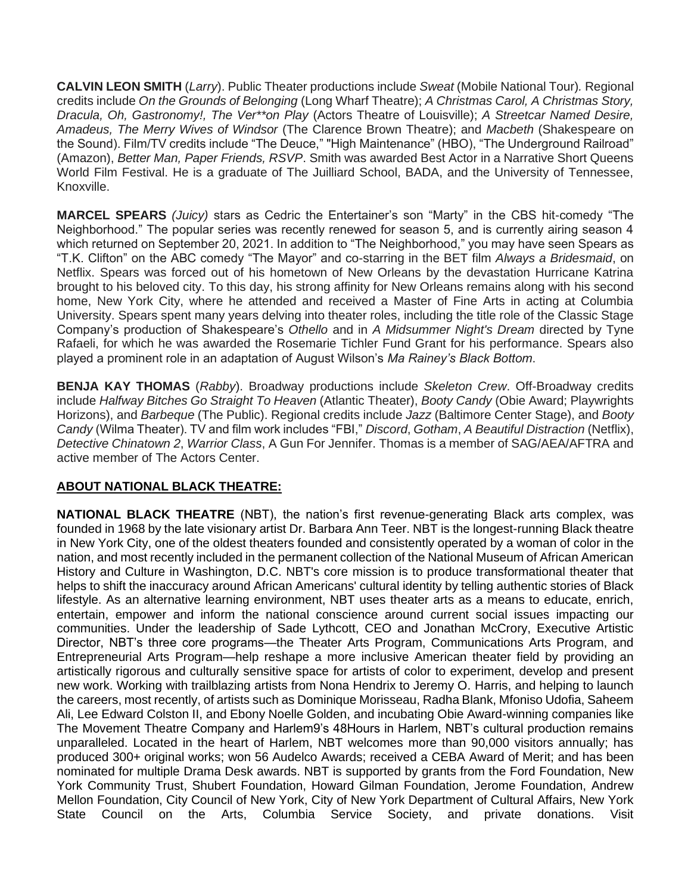**CALVIN LEON SMITH** (*Larry*). Public Theater productions include *Sweat* (Mobile National Tour). Regional credits include *On the Grounds of Belonging* (Long Wharf Theatre); *A Christmas Carol, A Christmas Story, Dracula, Oh, Gastronomy!, The Ver**on Play* (Actors Theatre of Louisville); *A Streetcar Named Desire, Amadeus, The Merry Wives of Windsor* (The Clarence Brown Theatre); and *Macbeth* (Shakespeare on the Sound). Film/TV credits include "The Deuce," "High Maintenance" (HBO), "The Underground Railroad" (Amazon), *Better Man, Paper Friends, RSVP*. Smith was awarded Best Actor in a Narrative Short Queens World Film Festival. He is a graduate of The Juilliard School, BADA, and the University of Tennessee, Knoxville.

**MARCEL SPEARS** *(Juicy)* stars as Cedric the Entertainer's son "Marty" in the CBS hit-comedy "The Neighborhood." The popular series was recently renewed for season 5, and is currently airing season 4 which returned on September 20, 2021. In addition to "The Neighborhood," you may have seen Spears as "T.K. Clifton" on the ABC comedy "The Mayor" and co-starring in the BET film *Always a Bridesmaid*, on Netflix. Spears was forced out of his hometown of New Orleans by the devastation Hurricane Katrina brought to his beloved city. To this day, his strong affinity for New Orleans remains along with his second home, New York City, where he attended and received a Master of Fine Arts in acting at Columbia University. Spears spent many years delving into theater roles, including the title role of the Classic Stage Company's production of Shakespeare's *Othello* and in *A Midsummer Night's Dream* directed by Tyne Rafaeli, for which he was awarded the Rosemarie Tichler Fund Grant for his performance. Spears also played a prominent role in an adaptation of August Wilson's *Ma Rainey's Black Bottom*.

**BENJA KAY THOMAS** (*Rabby*). Broadway productions include *Skeleton Crew*. Off-Broadway credits include *Halfway Bitches Go Straight To Heaven* (Atlantic Theater), *Booty Candy* (Obie Award; Playwrights Horizons), and *Barbeque* (The Public). Regional credits include *Jazz* (Baltimore Center Stage), and *Booty Candy* (Wilma Theater). TV and film work includes "FBI," *Discord*, *Gotham*, *A Beautiful Distraction* (Netflix), *Detective Chinatown 2*, *Warrior Class*, A Gun For Jennifer. Thomas is a member of SAG/AEA/AFTRA and active member of The Actors Center.

## ABOUT NATIONAL BLACK THEATRE:

**NATIONAL BLACK THEATRE** (NBT), the nation's first revenue-generating Black arts complex, was founded in 1968 by the late visionary artist Dr. Barbara Ann Teer. NBT is the longest-running Black theatre in New York City, one of the oldest theaters founded and consistently operated by a woman of color in the nation, and most recently included in the permanent collection of the National Museum of African American History and Culture in Washington, D.C. NBT's core mission is to produce transformational theater that helps to shift the inaccuracy around African Americans' cultural identity by telling authentic stories of Black lifestyle. As an alternative learning environment, NBT uses theater arts as a means to educate, enrich, entertain, empower and inform the national conscience around current social issues impacting our communities. Under the leadership of Sade Lythcott, CEO and Jonathan McCrory, Executive Artistic Director, NBT's three core programs—the Theater Arts Program, Communications Arts Program, and Entrepreneurial Arts Program—help reshape a more inclusive American theater field by providing an artistically rigorous and culturally sensitive space for artists of color to experiment, develop and present new work. Working with trailblazing artists from Nona Hendrix to Jeremy O. Harris, and helping to launch the careers, most recently, of artists such as Dominique Morisseau, Radha Blank, Mfoniso Udofia, Saheem Ali, Lee Edward Colston II, and Ebony Noelle Golden, and incubating Obie Award-winning companies like The Movement Theatre Company and Harlem9's 48Hours in Harlem, NBT's cultural production remains unparalleled. Located in the heart of Harlem, NBT welcomes more than 90,000 visitors annually; has produced 300+ original works; won 56 Audelco Awards; received a CEBA Award of Merit; and has been nominated for multiple Drama Desk awards. NBT is supported by grants from the Ford Foundation, New York Community Trust, Shubert Foundation, Howard Gilman Foundation, Jerome Foundation, Andrew Mellon Foundation, City Council of New York, City of New York Department of Cultural Affairs, New York State Council on the Arts, Columbia Service Society, and private donations. Visit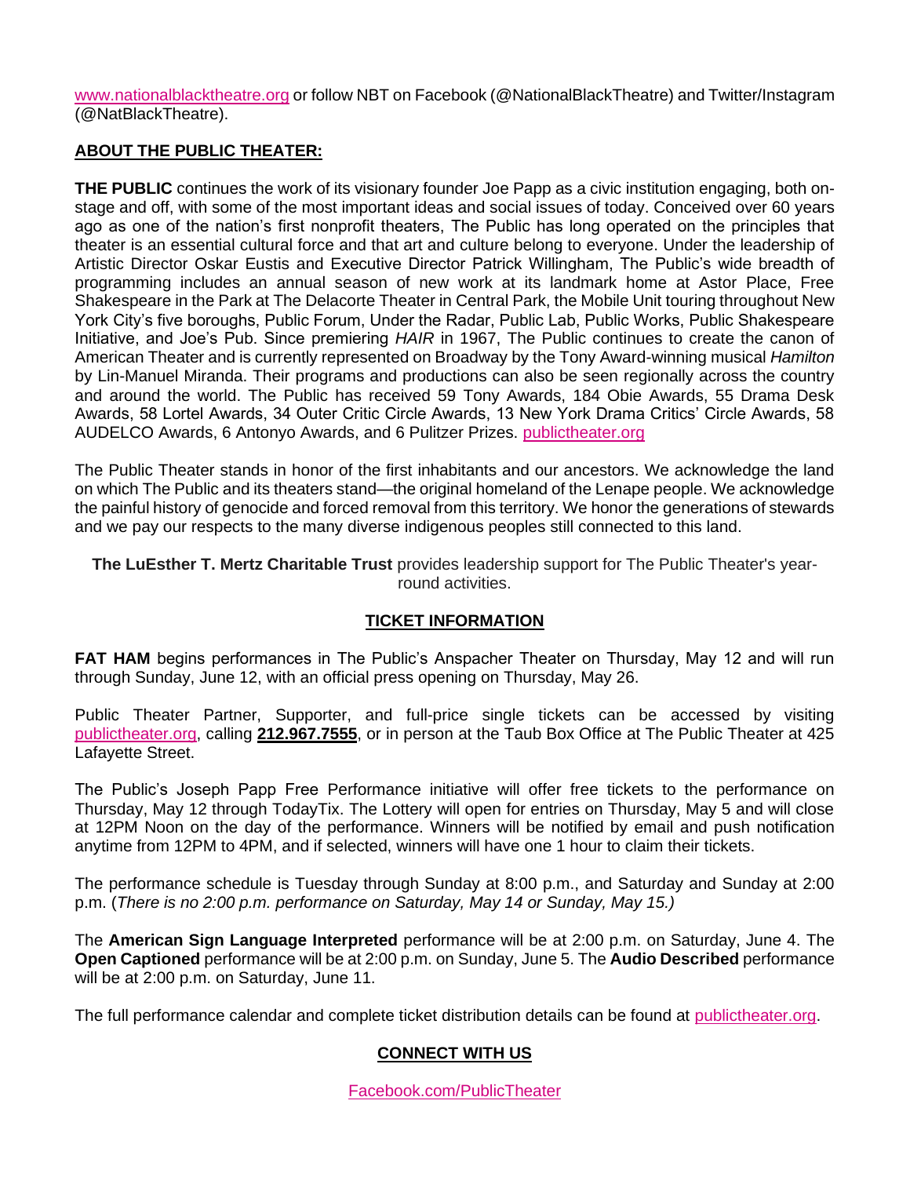www.nationalblacktheatre.org or follow NBT on Facebook (@NationalBlackTheatre) and Twitter/Instagram (@NatBlackTheatre).

## ABOUT THE PUBLIC THEATER:

**THE PUBLIC** continues the work of its visionary founder Joe Papp as a civic institution engaging, both on-stage and off, with some of the most important ideas and social issues of today. Conceived over 60 years ago as one of the nation's first nonprofit theaters, The Public has long operated on the principles that theater is an essential cultural force and that art and culture belong to everyone. Under the leadership of Artistic Director Oskar Eustis and Executive Director Patrick Willingham, The Public's wide breadth of programming includes an annual season of new work at its landmark home at Astor Place, Free Shakespeare in the Park at The Delacorte Theater in Central Park, the Mobile Unit touring throughout New York City's five boroughs, Public Forum, Under the Radar, Public Lab, Public Works, Public Shakespeare Initiative, and Joe's Pub. Since premiering *HAIR* in 1967, The Public continues to create the canon of American Theater and is currently represented on Broadway by the Tony Award-winning musical *Hamilton* by Lin-Manuel Miranda. Their programs and productions can also be seen regionally across the country and around the world. The Public has received 59 Tony Awards, 184 Obie Awards, 55 Drama Desk Awards, 58 Lortel Awards, 34 Outer Critic Circle Awards, 13 New York Drama Critics' Circle Awards, 58 AUDELCO Awards, 6 Antonyo Awards, and 6 Pulitzer Prizes. publictheater.org

The Public Theater stands in honor of the first inhabitants and our ancestors. We acknowledge the land on which The Public and its theaters stand—the original homeland of the Lenape people. We acknowledge the painful history of genocide and forced removal from this territory. We honor the generations of stewards and we pay our respects to the many diverse indigenous peoples still connected to this land.

**The LuEsther T. Mertz Charitable Trust** provides leadership support for The Public Theater's year-round activities.

## TICKET INFORMATION

**FAT HAM** begins performances in The Public's Anspacher Theater on Thursday, May 12 and will run through Sunday, June 12, with an official press opening on Thursday, May 26.

Public Theater Partner, Supporter, and full-price single tickets can be accessed by visiting publictheater.org, calling **212.967.7555**, or in person at the Taub Box Office at The Public Theater at 425 Lafayette Street.

The Public's Joseph Papp Free Performance initiative will offer free tickets to the performance on Thursday, May 12 through TodayTix. The Lottery will open for entries on Thursday, May 5 and will close at 12PM Noon on the day of the performance. Winners will be notified by email and push notification anytime from 12PM to 4PM, and if selected, winners will have one 1 hour to claim their tickets.

The performance schedule is Tuesday through Sunday at 8:00 p.m., and Saturday and Sunday at 2:00 p.m. (*There is no 2:00 p.m. performance on Saturday, May 14 or Sunday, May 15.)*

The **American Sign Language Interpreted** performance will be at 2:00 p.m. on Saturday, June 4. The **Open Captioned** performance will be at 2:00 p.m. on Sunday, June 5. The **Audio Described** performance will be at 2:00 p.m. on Saturday, June 11.

The full performance calendar and complete ticket distribution details can be found at publictheater.org.

## CONNECT WITH US

Facebook.com/PublicTheater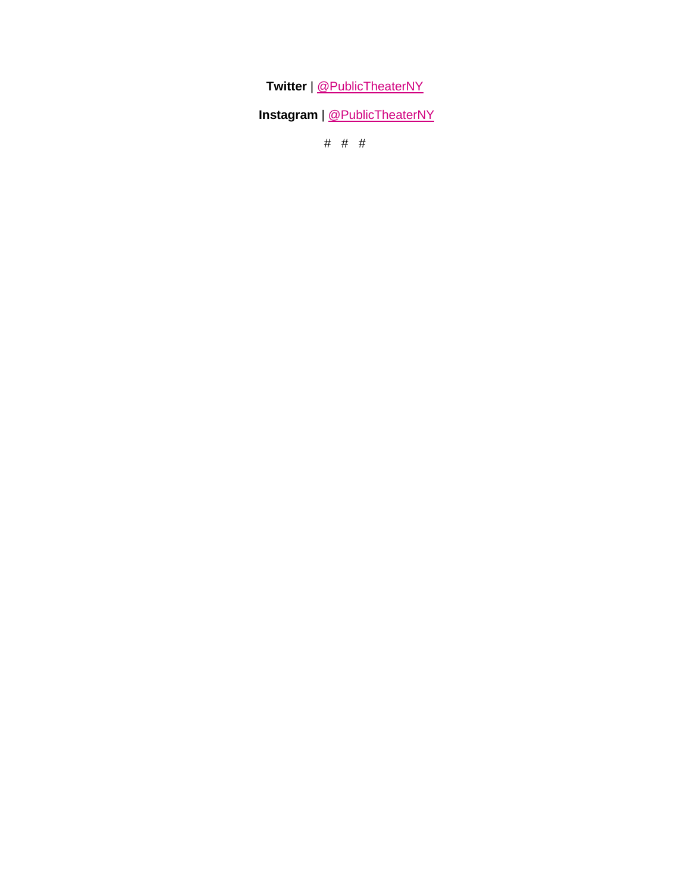**Twitter** | @PublicTheaterNY

**Instagram** | @PublicTheaterNY

# # #